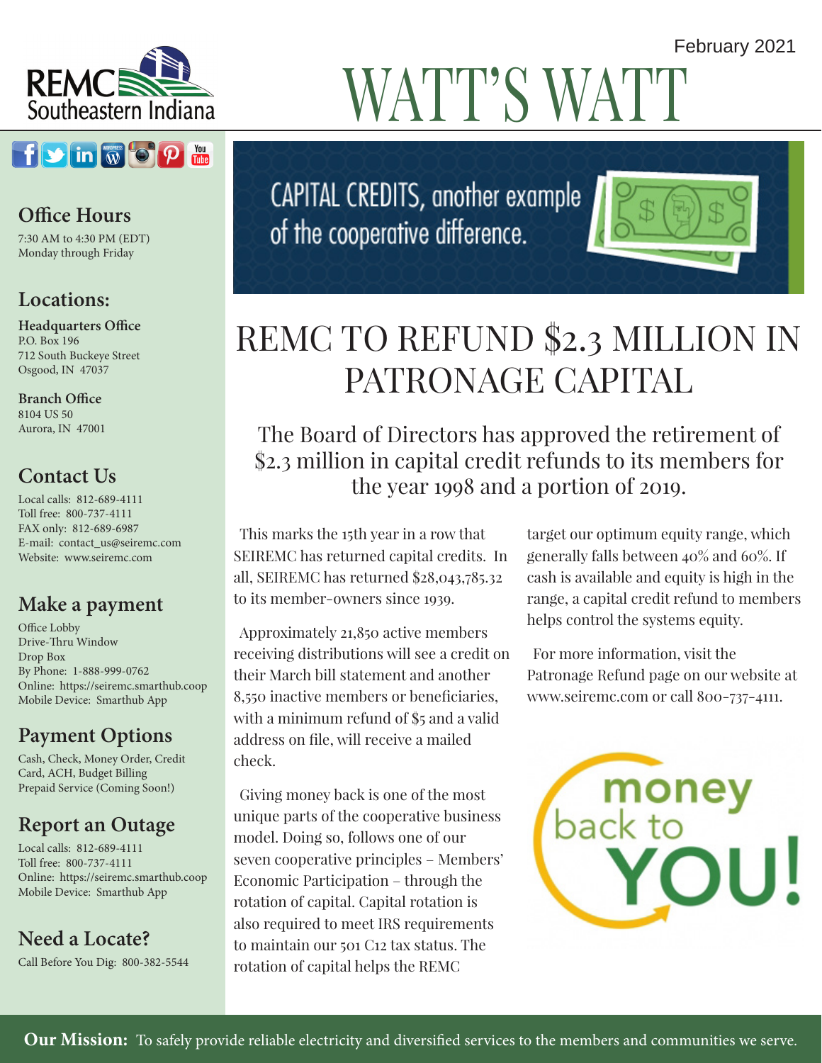February 2021

# WATT'S WATT

REMC Southeastern Indiana

## Office Hours

7:30 AM to 4:30 PM (EDT)
Monday through Friday

## Locations:

**Headquarters Office**
P.O. Box 196
712 South Buckeye Street
Osgood, IN 47037

**Branch Office**
8104 US 50
Aurora, IN 47001

## Contact Us

Local calls: 812-689-4111
Toll free: 800-737-4111
FAX only: 812-689-6987
E-mail: contact_us@seiremc.com
Website: www.seiremc.com

## Make a payment

Office Lobby
Drive-Thru Window
Drop Box
By Phone: 1-888-999-0762
Online: https://seiremc.smarthub.coop
Mobile Device: Smarthub App

## Payment Options

Cash, Check, Money Order, Credit Card, ACH, Budget Billing
Prepaid Service (Coming Soon!)

## Report an Outage

Local calls: 812-689-4111
Toll free: 800-737-4111
Online: https://seiremc.smarthub.coop
Mobile Device: Smarthub App

## Need a Locate?

Call Before You Dig: 800-382-5544

CAPITAL CREDITS, another example of the cooperative difference.

# REMC TO REFUND $2.3 MILLION IN PATRONAGE CAPITAL

The Board of Directors has approved the retirement of $2.3 million in capital credit refunds to its members for the year 1998 and a portion of 2019.

This marks the 15th year in a row that SEIREMC has returned capital credits. In all, SEIREMC has returned $28,043,785.32 to its member-owners since 1939.

Approximately 21,850 active members receiving distributions will see a credit on their March bill statement and another 8,550 inactive members or beneficiaries, with a minimum refund of $5 and a valid address on file, will receive a mailed check.

Giving money back is one of the most unique parts of the cooperative business model. Doing so, follows one of our seven cooperative principles – Members' Economic Participation – through the rotation of capital. Capital rotation is also required to meet IRS requirements to maintain our 501 C12 tax status. The rotation of capital helps the REMC target our optimum equity range, which generally falls between 40% and 60%. If cash is available and equity is high in the range, a capital credit refund to members helps control the systems equity.

For more information, visit the Patronage Refund page on our website at www.seiremc.com or call 800-737-4111.

money back to YOU!

**Our Mission:** To safely provide reliable electricity and diversified services to the members and communities we serve.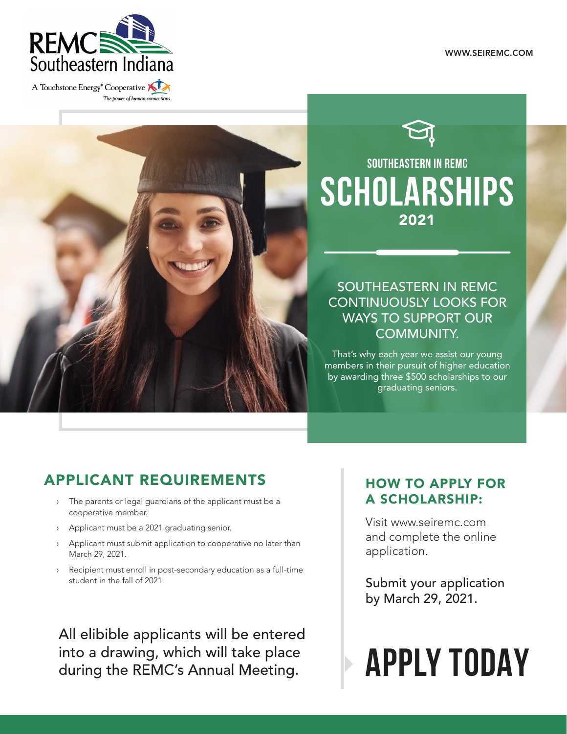REMC Southeastern Indiana

A Touchstone Energy® Cooperative

*The power of human connections*

WWW.SEIREMC.COM

## SOUTHEASTERN IN REMC

# SCHOLARSHIPS

## 2021

### SOUTHEASTERN IN REMC CONTINUOUSLY LOOKS FOR WAYS TO SUPPORT OUR COMMUNITY.

That's why each year we assist our young members in their pursuit of higher education by awarding three $500 scholarships to our graduating seniors.

## APPLICANT REQUIREMENTS

- The parents or legal guardians of the applicant must be a cooperative member.
- Applicant must be a 2021 graduating senior.
- Applicant must submit application to cooperative no later than March 29, 2021.
- Recipient must enroll in post-secondary education as a full-time student in the fall of 2021.

All elibible applicants will be entered into a drawing, which will take place during the REMC's Annual Meeting.

## HOW TO APPLY FOR A SCHOLARSHIP:

Visit www.seiremc.com and complete the online application.

Submit your application by March 29, 2021.

# APPLY TODAY